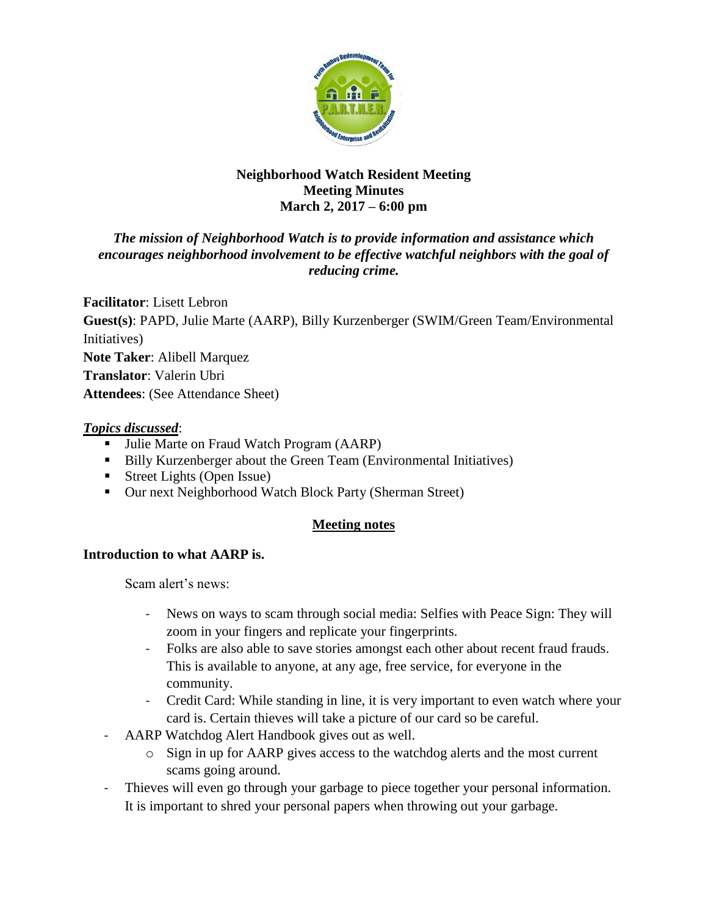**Neighborhood Watch Resident Meeting**
**Meeting Minutes**
**March 2, 2017 – 6:00 pm**

***The mission of Neighborhood Watch is to provide information and assistance which encourages neighborhood involvement to be effective watchful neighbors with the goal of reducing crime.***

**Facilitator**: Lisett Lebron
**Guest(s)**: PAPD, Julie Marte (AARP), Billy Kurzenberger (SWIM/Green Team/Environmental Initiatives)
**Note Taker**: Alibell Marquez
**Translator**: Valerin Ubri
**Attendees**: (See Attendance Sheet)

***Topics discussed***:

- Julie Marte on Fraud Watch Program (AARP)
- Billy Kurzenberger about the Green Team (Environmental Initiatives)
- Street Lights (Open Issue)
- Our next Neighborhood Watch Block Party (Sherman Street)

## Meeting notes

**Introduction to what AARP is.**

Scam alert's news:

- News on ways to scam through social media: Selfies with Peace Sign: They will zoom in your fingers and replicate your fingerprints.
- Folks are also able to save stories amongst each other about recent fraud frauds. This is available to anyone, at any age, free service, for everyone in the community.
- Credit Card: While standing in line, it is very important to even watch where your card is. Certain thieves will take a picture of our card so be careful.

- AARP Watchdog Alert Handbook gives out as well.
  - Sign in up for AARP gives access to the watchdog alerts and the most current scams going around.
- Thieves will even go through your garbage to piece together your personal information. It is important to shred your personal papers when throwing out your garbage.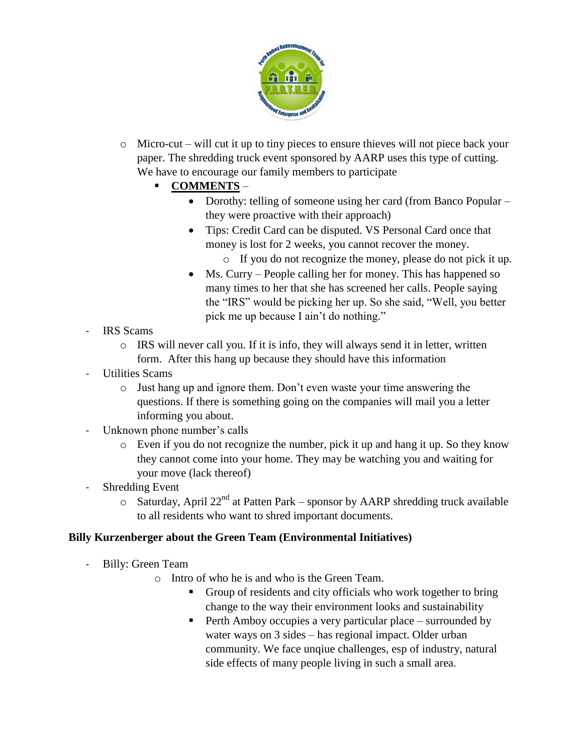- Micro-cut – will cut it up to tiny pieces to ensure thieves will not piece back your paper. The shredding truck event sponsored by AARP uses this type of cutting. We have to encourage our family members to participate
  - **COMMENTS** –
    - Dorothy: telling of someone using her card (from Banco Popular – they were proactive with their approach)
    - Tips: Credit Card can be disputed. VS Personal Card once that money is lost for 2 weeks, you cannot recover the money.
      - If you do not recognize the money, please do not pick it up.
    - Ms. Curry – People calling her for money. This has happened so many times to her that she has screened her calls. People saying the "IRS" would be picking her up. So she said, "Well, you better pick me up because I ain't do nothing."

- IRS Scams
  - IRS will never call you. If it is info, they will always send it in letter, written form. After this hang up because they should have this information
- Utilities Scams
  - Just hang up and ignore them. Don't even waste your time answering the questions. If there is something going on the companies will mail you a letter informing you about.
- Unknown phone number's calls
  - Even if you do not recognize the number, pick it up and hang it up. So they know they cannot come into your home. They may be watching you and waiting for your move (lack thereof)
- Shredding Event
  - Saturday, April 22nd at Patten Park – sponsor by AARP shredding truck available to all residents who want to shred important documents.

**Billy Kurzenberger about the Green Team (Environmental Initiatives)**

- Billy: Green Team
  - Intro of who he is and who is the Green Team.
    - Group of residents and city officials who work together to bring change to the way their environment looks and sustainability
    - Perth Amboy occupies a very particular place – surrounded by water ways on 3 sides – has regional impact. Older urban community. We face unqiue challenges, esp of industry, natural side effects of many people living in such a small area.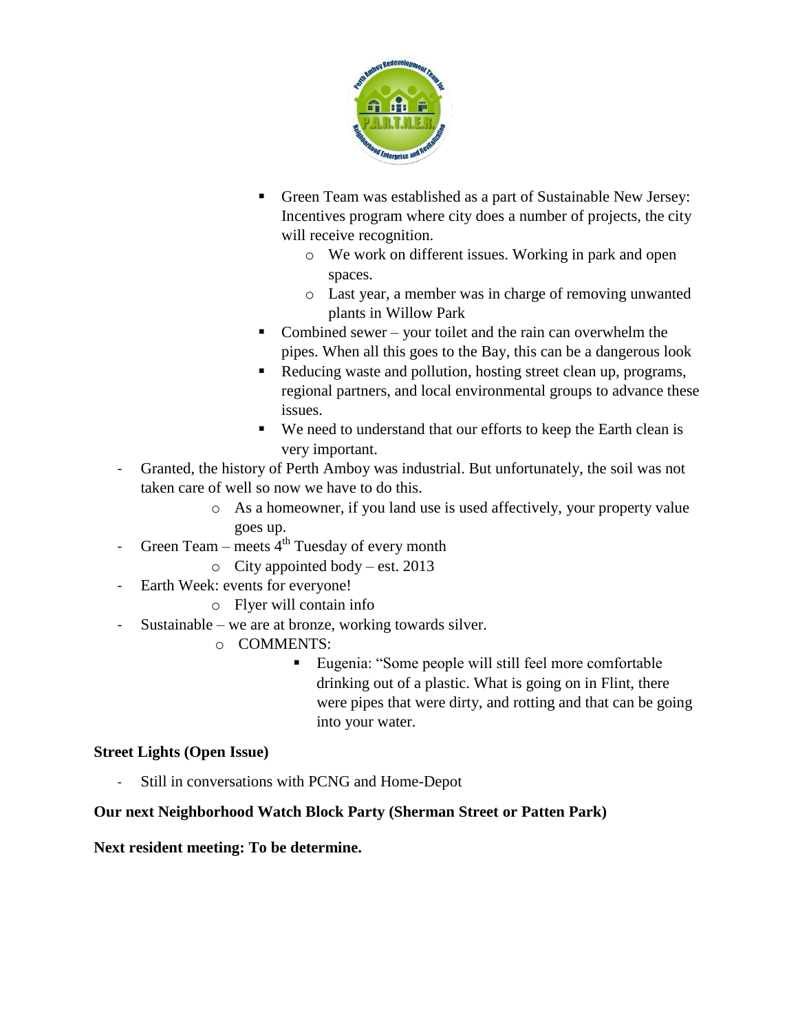- Green Team was established as a part of Sustainable New Jersey: Incentives program where city does a number of projects, the city will receive recognition.
  - We work on different issues. Working in park and open spaces.
  - Last year, a member was in charge of removing unwanted plants in Willow Park
- Combined sewer – your toilet and the rain can overwhelm the pipes. When all this goes to the Bay, this can be a dangerous look
- Reducing waste and pollution, hosting street clean up, programs, regional partners, and local environmental groups to advance these issues.
- We need to understand that our efforts to keep the Earth clean is very important.

- Granted, the history of Perth Amboy was industrial. But unfortunately, the soil was not taken care of well so now we have to do this.
  - As a homeowner, if you land use is used affectively, your property value goes up.
- Green Team – meets 4th Tuesday of every month
  - City appointed body – est. 2013
- Earth Week: events for everyone!
  - Flyer will contain info
- Sustainable – we are at bronze, working towards silver.
  - COMMENTS:
    - Eugenia: "Some people will still feel more comfortable drinking out of a plastic. What is going on in Flint, there were pipes that were dirty, and rotting and that can be going into your water.

**Street Lights (Open Issue)**

- Still in conversations with PCNG and Home-Depot

**Our next Neighborhood Watch Block Party (Sherman Street or Patten Park)**

**Next resident meeting: To be determine.**